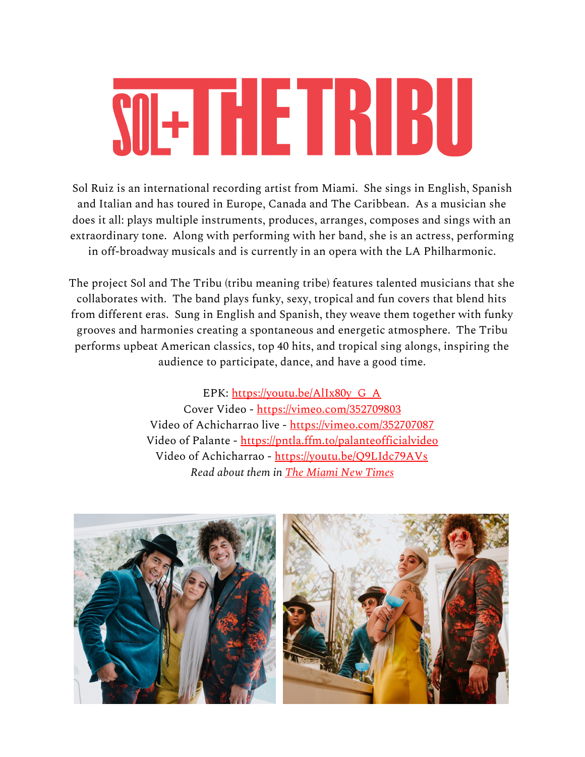# SOL+THE TRIBU

Sol Ruiz is an international recording artist from Miami. She sings in English, Spanish and Italian and has toured in Europe, Canada and The Caribbean. As a musician she does it all: plays multiple instruments, produces, arranges, composes and sings with an extraordinary tone. Along with performing with her band, she is an actress, performing in off-broadway musicals and is currently in an opera with the LA Philharmonic.

The project Sol and The Tribu (tribu meaning tribe) features talented musicians that she collaborates with. The band plays funky, sexy, tropical and fun covers that blend hits from different eras. Sung in English and Spanish, they weave them together with funky grooves and harmonies creating a spontaneous and energetic atmosphere. The Tribu performs upbeat American classics, top 40 hits, and tropical sing alongs, inspiring the audience to participate, dance, and have a good time.

EPK: https://youtu.be/AlIx80y_G_A
Cover Video - https://vimeo.com/352709803
Video of Achicharrao live - https://vimeo.com/352707087
Video of Palante - https://pntla.ffm.to/palanteofficialvideo
Video of Achicharrao - https://youtu.be/Q9LIdc79AVs
*Read about them in The Miami New Times*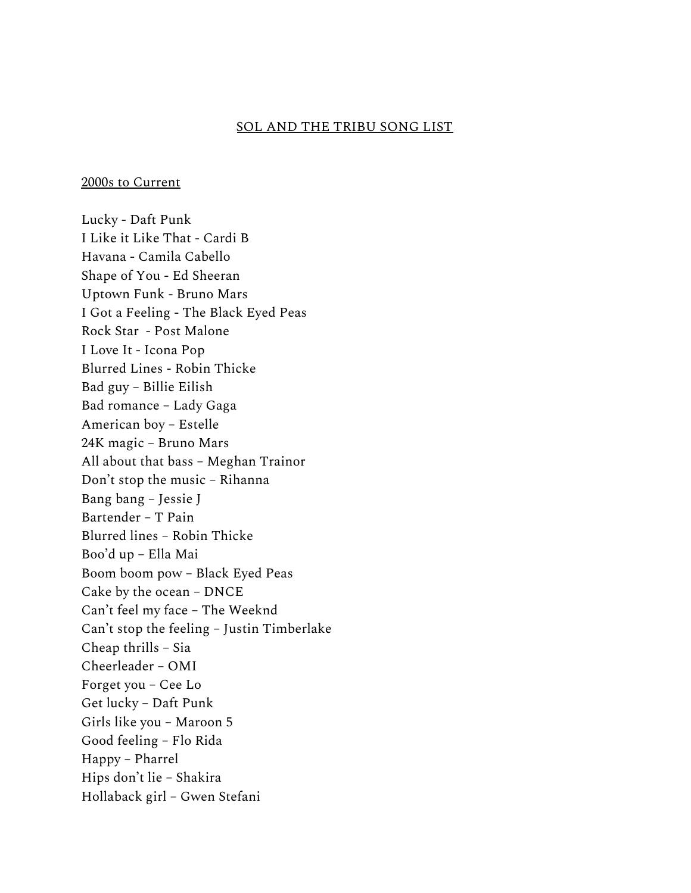## SOL AND THE TRIBU SONG LIST

### 2000s to Current

Lucky - Daft Punk
I Like it Like That - Cardi B
Havana - Camila Cabello
Shape of You - Ed Sheeran
Uptown Funk - Bruno Mars
I Got a Feeling - The Black Eyed Peas
Rock Star - Post Malone
I Love It - Icona Pop
Blurred Lines - Robin Thicke
Bad guy – Billie Eilish
Bad romance – Lady Gaga
American boy – Estelle
24K magic – Bruno Mars
All about that bass – Meghan Trainor
Don't stop the music – Rihanna
Bang bang – Jessie J
Bartender – T Pain
Blurred lines – Robin Thicke
Boo'd up – Ella Mai
Boom boom pow – Black Eyed Peas
Cake by the ocean – DNCE
Can't feel my face – The Weeknd
Can't stop the feeling – Justin Timberlake
Cheap thrills – Sia
Cheerleader – OMI
Forget you – Cee Lo
Get lucky – Daft Punk
Girls like you – Maroon 5
Good feeling – Flo Rida
Happy – Pharrel
Hips don't lie – Shakira
Hollaback girl – Gwen Stefani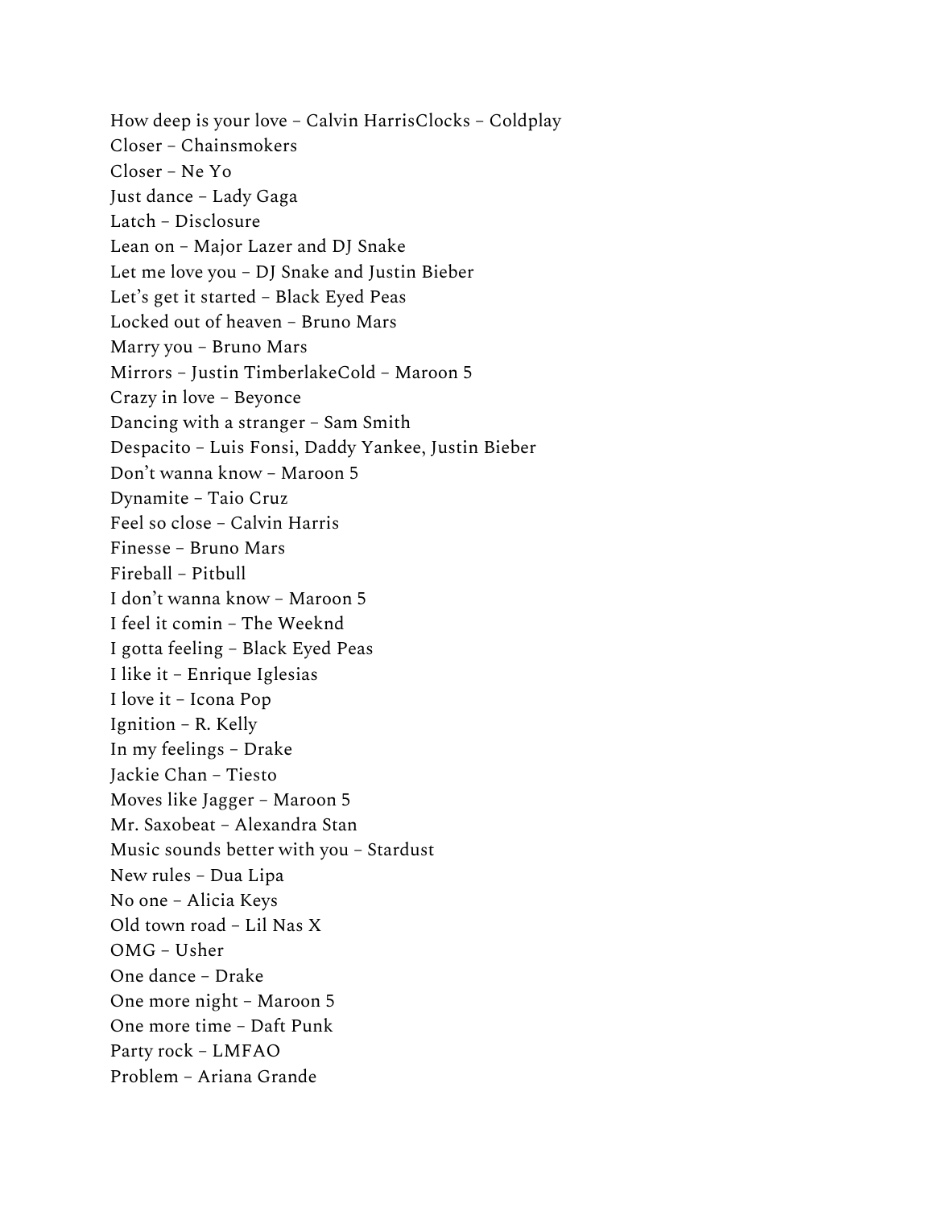How deep is your love – Calvin HarrisClocks – Coldplay
Closer – Chainsmokers
Closer – Ne Yo
Just dance – Lady Gaga
Latch – Disclosure
Lean on – Major Lazer and DJ Snake
Let me love you – DJ Snake and Justin Bieber
Let's get it started – Black Eyed Peas
Locked out of heaven – Bruno Mars
Marry you – Bruno Mars
Mirrors – Justin TimberlakeCold – Maroon 5
Crazy in love – Beyonce
Dancing with a stranger – Sam Smith
Despacito – Luis Fonsi, Daddy Yankee, Justin Bieber
Don't wanna know – Maroon 5
Dynamite – Taio Cruz
Feel so close – Calvin Harris
Finesse – Bruno Mars
Fireball – Pitbull
I don't wanna know – Maroon 5
I feel it comin – The Weeknd
I gotta feeling – Black Eyed Peas
I like it – Enrique Iglesias
I love it – Icona Pop
Ignition – R. Kelly
In my feelings – Drake
Jackie Chan – Tiesto
Moves like Jagger – Maroon 5
Mr. Saxobeat – Alexandra Stan
Music sounds better with you – Stardust
New rules – Dua Lipa
No one – Alicia Keys
Old town road – Lil Nas X
OMG – Usher
One dance – Drake
One more night – Maroon 5
One more time – Daft Punk
Party rock – LMFAO
Problem – Ariana Grande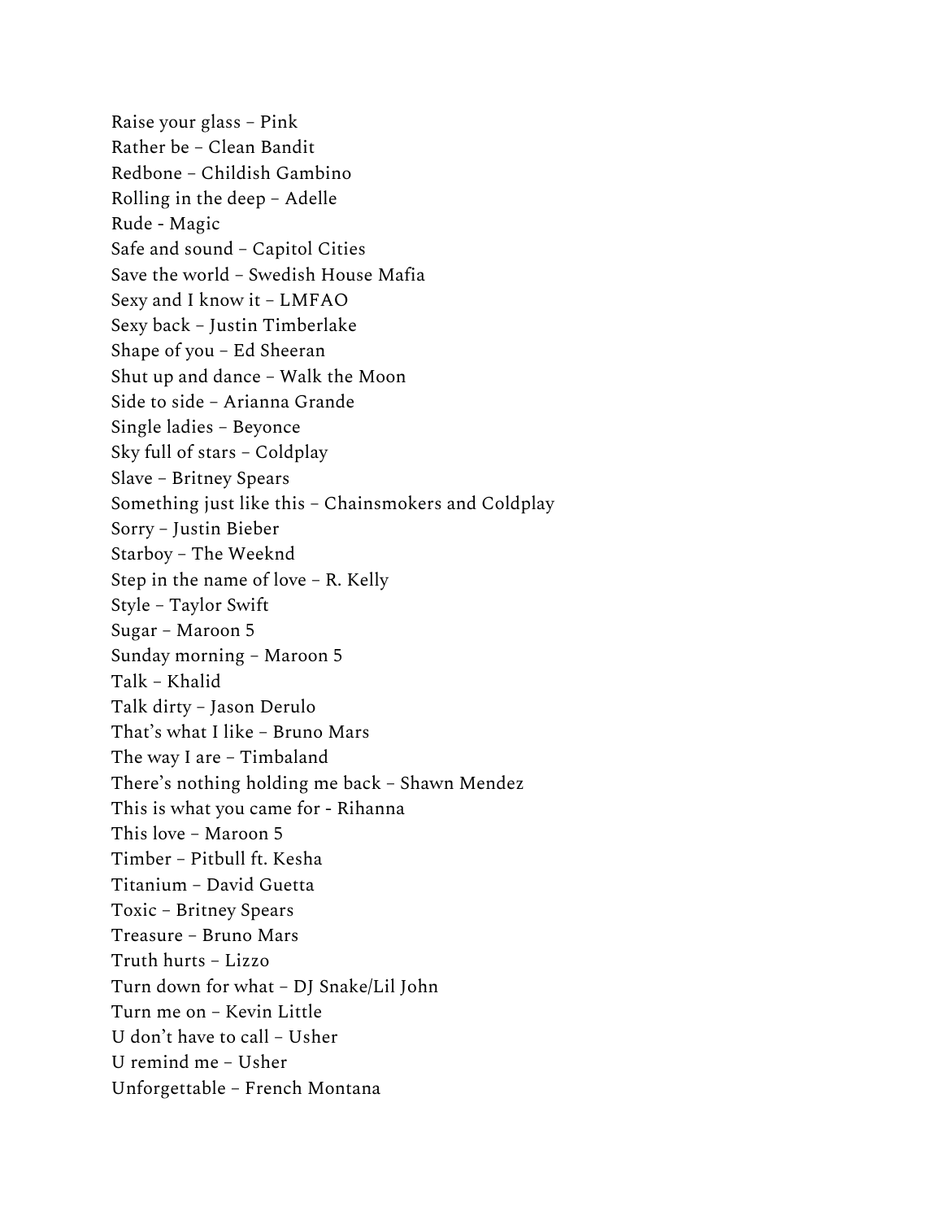Raise your glass – Pink
Rather be – Clean Bandit
Redbone – Childish Gambino
Rolling in the deep – Adelle
Rude - Magic
Safe and sound – Capitol Cities
Save the world – Swedish House Mafia
Sexy and I know it – LMFAO
Sexy back – Justin Timberlake
Shape of you – Ed Sheeran
Shut up and dance – Walk the Moon
Side to side – Arianna Grande
Single ladies – Beyonce
Sky full of stars – Coldplay
Slave – Britney Spears
Something just like this – Chainsmokers and Coldplay
Sorry – Justin Bieber
Starboy – The Weeknd
Step in the name of love – R. Kelly
Style – Taylor Swift
Sugar – Maroon 5
Sunday morning – Maroon 5
Talk – Khalid
Talk dirty – Jason Derulo
That's what I like – Bruno Mars
The way I are – Timbaland
There's nothing holding me back – Shawn Mendez
This is what you came for - Rihanna
This love – Maroon 5
Timber – Pitbull ft. Kesha
Titanium – David Guetta
Toxic – Britney Spears
Treasure – Bruno Mars
Truth hurts – Lizzo
Turn down for what – DJ Snake/Lil John
Turn me on – Kevin Little
U don't have to call – Usher
U remind me – Usher
Unforgettable – French Montana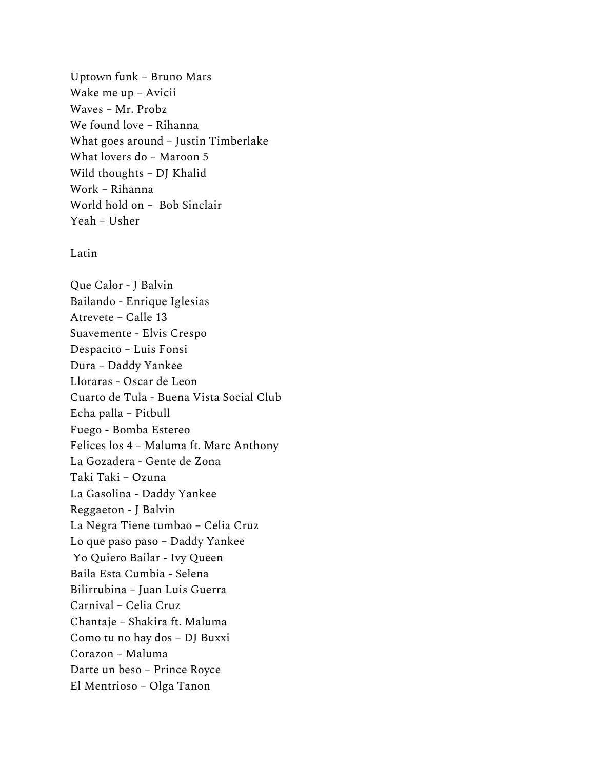Uptown funk – Bruno Mars
Wake me up – Avicii
Waves – Mr. Probz
We found love – Rihanna
What goes around – Justin Timberlake
What lovers do – Maroon 5
Wild thoughts – DJ Khalid
Work – Rihanna
World hold on – Bob Sinclair
Yeah – Usher

<u>Latin</u>

Que Calor - J Balvin
Bailando - Enrique Iglesias
Atrevete – Calle 13
Suavemente - Elvis Crespo
Despacito – Luis Fonsi
Dura – Daddy Yankee
Lloraras - Oscar de Leon
Cuarto de Tula - Buena Vista Social Club
Echa palla – Pitbull
Fuego - Bomba Estereo
Felices los 4 – Maluma ft. Marc Anthony
La Gozadera - Gente de Zona
Taki Taki – Ozuna
La Gasolina - Daddy Yankee
Reggaeton - J Balvin
La Negra Tiene tumbao – Celia Cruz
Lo que paso paso – Daddy Yankee
Yo Quiero Bailar - Ivy Queen
Baila Esta Cumbia - Selena
Bilirrubina – Juan Luis Guerra
Carnival – Celia Cruz
Chantaje – Shakira ft. Maluma
Como tu no hay dos – DJ Buxxi
Corazon – Maluma
Darte un beso – Prince Royce
El Mentrioso – Olga Tanon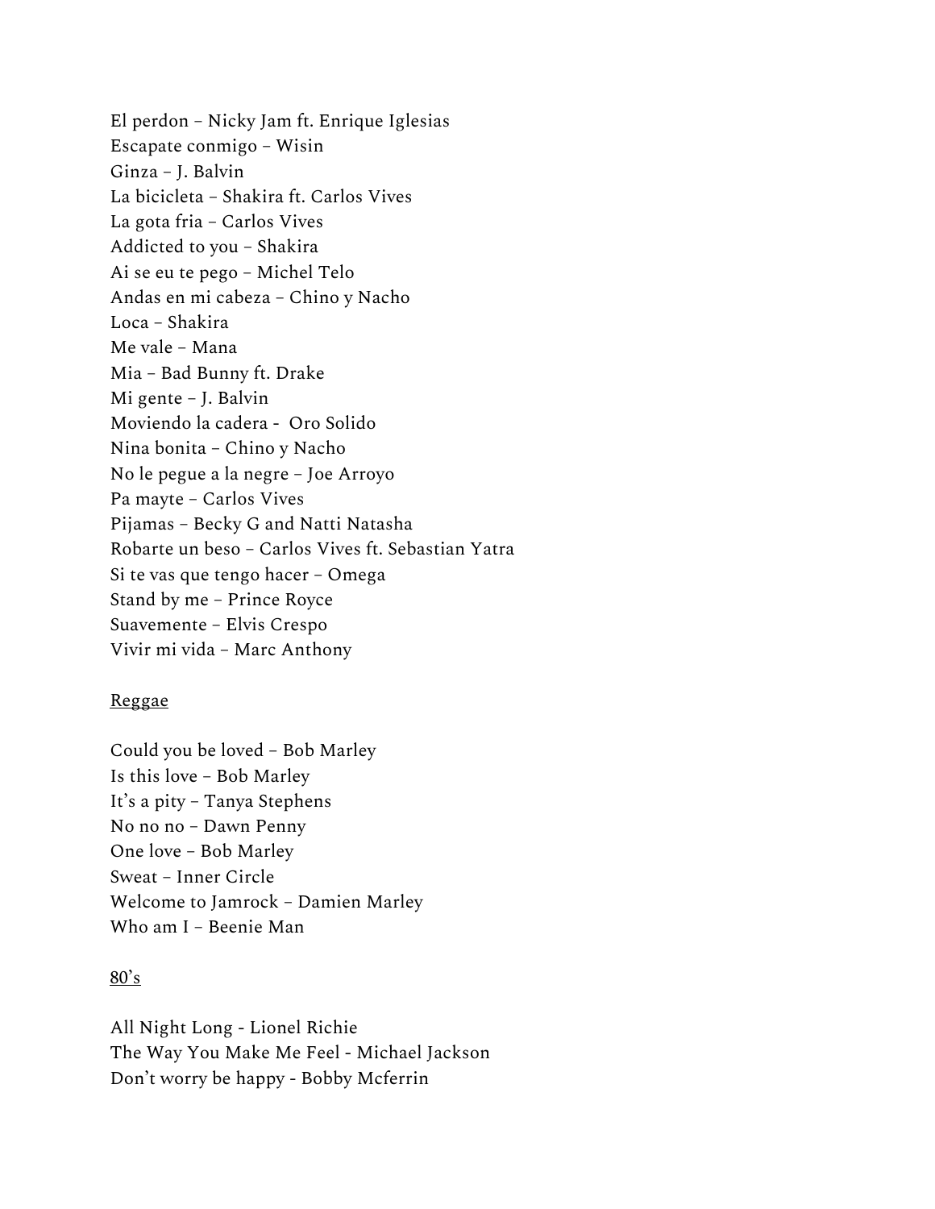El perdon – Nicky Jam ft. Enrique Iglesias
Escapate conmigo – Wisin
Ginza – J. Balvin
La bicicleta – Shakira ft. Carlos Vives
La gota fria – Carlos Vives
Addicted to you – Shakira
Ai se eu te pego – Michel Telo
Andas en mi cabeza – Chino y Nacho
Loca – Shakira
Me vale – Mana
Mia – Bad Bunny ft. Drake
Mi gente – J. Balvin
Moviendo la cadera - Oro Solido
Nina bonita – Chino y Nacho
No le pegue a la negre – Joe Arroyo
Pa mayte – Carlos Vives
Pijamas – Becky G and Natti Natasha
Robarte un beso – Carlos Vives ft. Sebastian Yatra
Si te vas que tengo hacer – Omega
Stand by me – Prince Royce
Suavemente – Elvis Crespo
Vivir mi vida – Marc Anthony

<u>Reggae</u>

Could you be loved – Bob Marley
Is this love – Bob Marley
It's a pity – Tanya Stephens
No no no – Dawn Penny
One love – Bob Marley
Sweat – Inner Circle
Welcome to Jamrock – Damien Marley
Who am I – Beenie Man

<u>80's</u>

All Night Long - Lionel Richie
The Way You Make Me Feel - Michael Jackson
Don't worry be happy - Bobby Mcferrin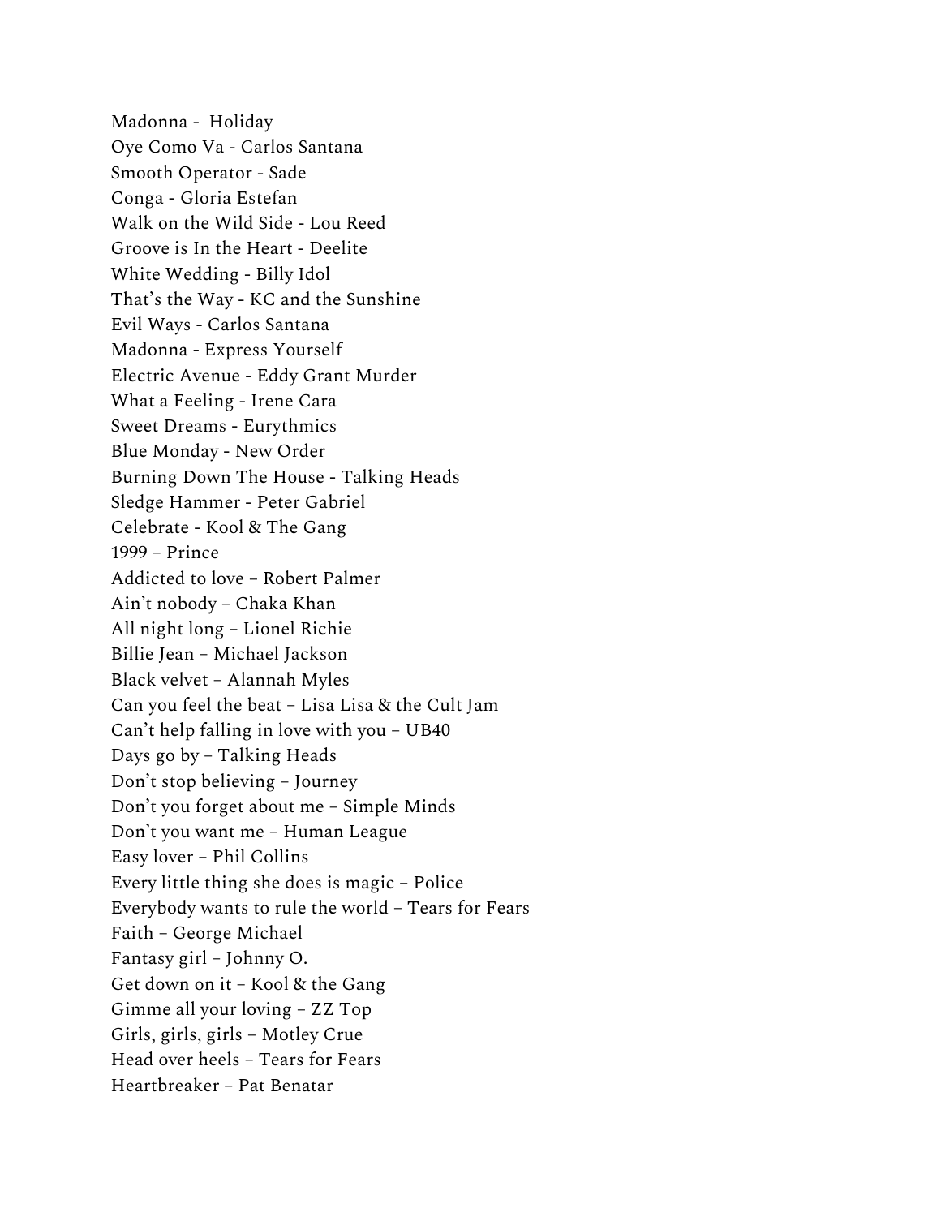Madonna -  Holiday
Oye Como Va - Carlos Santana
Smooth Operator - Sade
Conga - Gloria Estefan
Walk on the Wild Side - Lou Reed
Groove is In the Heart - Deelite
White Wedding - Billy Idol
That's the Way - KC and the Sunshine
Evil Ways - Carlos Santana
Madonna - Express Yourself
Electric Avenue - Eddy Grant Murder
What a Feeling - Irene Cara
Sweet Dreams - Eurythmics
Blue Monday - New Order
Burning Down The House - Talking Heads
Sledge Hammer - Peter Gabriel
Celebrate - Kool & The Gang
1999 – Prince
Addicted to love – Robert Palmer
Ain't nobody – Chaka Khan
All night long – Lionel Richie
Billie Jean – Michael Jackson
Black velvet – Alannah Myles
Can you feel the beat – Lisa Lisa & the Cult Jam
Can't help falling in love with you – UB40
Days go by – Talking Heads
Don't stop believing – Journey
Don't you forget about me – Simple Minds
Don't you want me – Human League
Easy lover – Phil Collins
Every little thing she does is magic – Police
Everybody wants to rule the world – Tears for Fears
Faith – George Michael
Fantasy girl – Johnny O.
Get down on it – Kool & the Gang
Gimme all your loving – ZZ Top
Girls, girls, girls – Motley Crue
Head over heels – Tears for Fears
Heartbreaker – Pat Benatar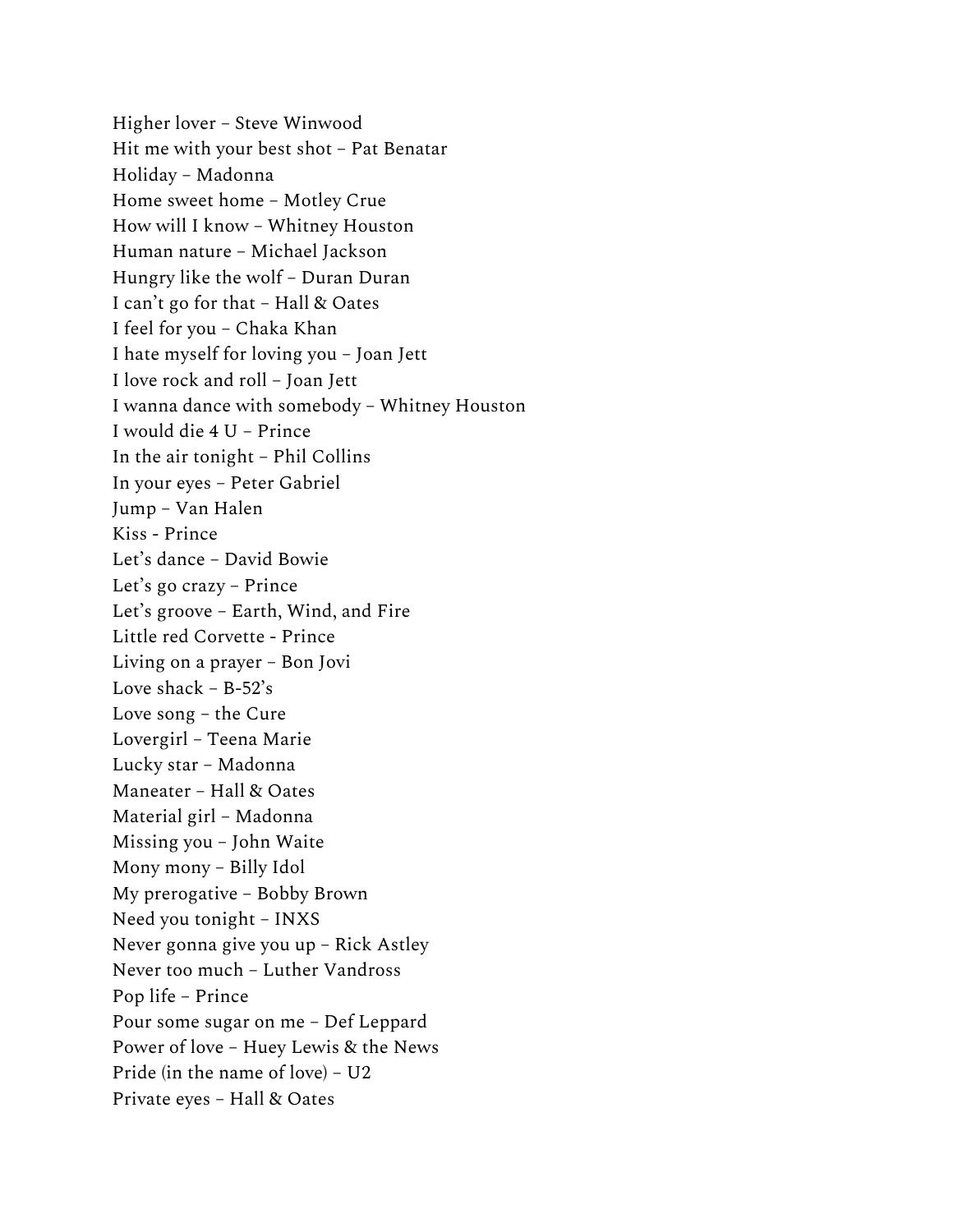Higher lover – Steve Winwood
Hit me with your best shot – Pat Benatar
Holiday – Madonna
Home sweet home – Motley Crue
How will I know – Whitney Houston
Human nature – Michael Jackson
Hungry like the wolf – Duran Duran
I can't go for that – Hall & Oates
I feel for you – Chaka Khan
I hate myself for loving you – Joan Jett
I love rock and roll – Joan Jett
I wanna dance with somebody – Whitney Houston
I would die 4 U – Prince
In the air tonight – Phil Collins
In your eyes – Peter Gabriel
Jump – Van Halen
Kiss - Prince
Let's dance – David Bowie
Let's go crazy – Prince
Let's groove – Earth, Wind, and Fire
Little red Corvette - Prince
Living on a prayer – Bon Jovi
Love shack – B-52's
Love song – the Cure
Lovergirl – Teena Marie
Lucky star – Madonna
Maneater – Hall & Oates
Material girl – Madonna
Missing you – John Waite
Mony mony – Billy Idol
My prerogative – Bobby Brown
Need you tonight – INXS
Never gonna give you up – Rick Astley
Never too much – Luther Vandross
Pop life – Prince
Pour some sugar on me – Def Leppard
Power of love – Huey Lewis & the News
Pride (in the name of love) – U2
Private eyes – Hall & Oates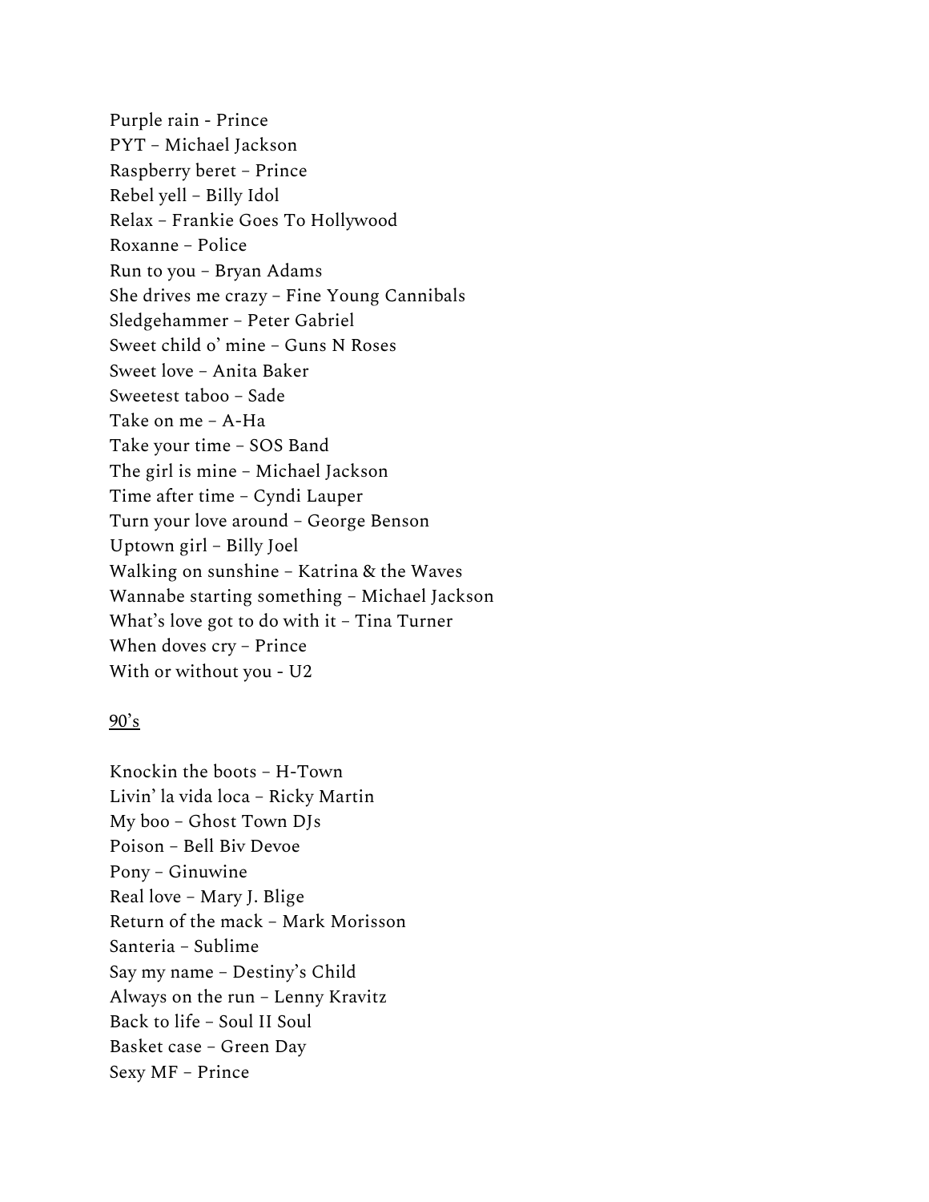Purple rain - Prince
PYT – Michael Jackson
Raspberry beret – Prince
Rebel yell – Billy Idol
Relax – Frankie Goes To Hollywood
Roxanne – Police
Run to you – Bryan Adams
She drives me crazy – Fine Young Cannibals
Sledgehammer – Peter Gabriel
Sweet child o' mine – Guns N Roses
Sweet love – Anita Baker
Sweetest taboo – Sade
Take on me – A-Ha
Take your time – SOS Band
The girl is mine – Michael Jackson
Time after time – Cyndi Lauper
Turn your love around – George Benson
Uptown girl – Billy Joel
Walking on sunshine – Katrina & the Waves
Wannabe starting something – Michael Jackson
What's love got to do with it – Tina Turner
When doves cry – Prince
With or without you - U2

<u>90's</u>

Knockin the boots – H-Town
Livin' la vida loca – Ricky Martin
My boo – Ghost Town DJs
Poison – Bell Biv Devoe
Pony – Ginuwine
Real love – Mary J. Blige
Return of the mack – Mark Morisson
Santeria – Sublime
Say my name – Destiny's Child
Always on the run – Lenny Kravitz
Back to life – Soul II Soul
Basket case – Green Day
Sexy MF – Prince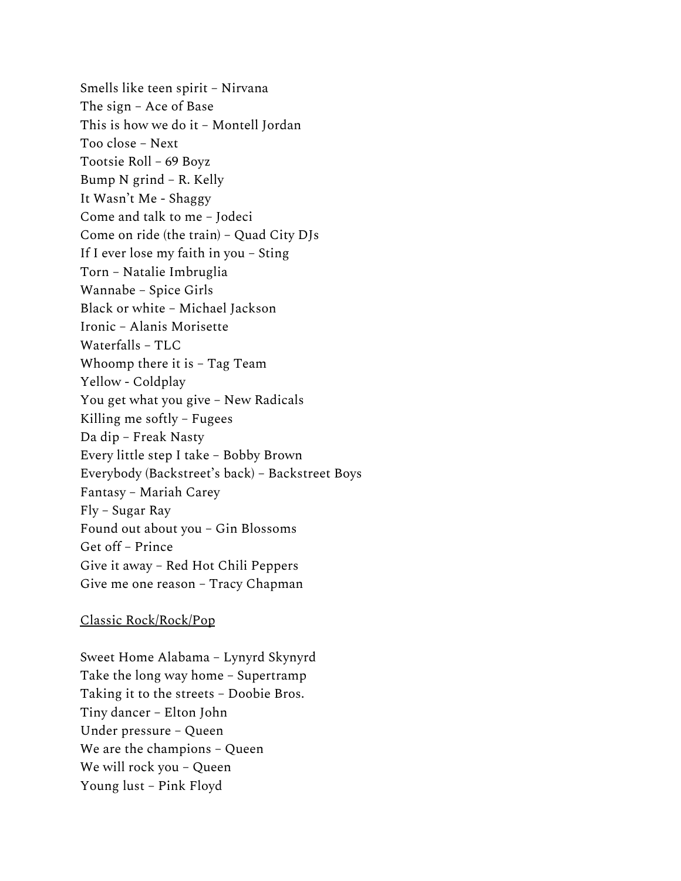Smells like teen spirit – Nirvana
The sign – Ace of Base
This is how we do it – Montell Jordan
Too close – Next
Tootsie Roll – 69 Boyz
Bump N grind – R. Kelly
It Wasn't Me - Shaggy
Come and talk to me – Jodeci
Come on ride (the train) – Quad City DJs
If I ever lose my faith in you – Sting
Torn – Natalie Imbruglia
Wannabe – Spice Girls
Black or white – Michael Jackson
Ironic – Alanis Morisette
Waterfalls – TLC
Whoomp there it is – Tag Team
Yellow - Coldplay
You get what you give – New Radicals
Killing me softly – Fugees
Da dip – Freak Nasty
Every little step I take – Bobby Brown
Everybody (Backstreet's back) – Backstreet Boys
Fantasy – Mariah Carey
Fly – Sugar Ray
Found out about you – Gin Blossoms
Get off – Prince
Give it away – Red Hot Chili Peppers
Give me one reason – Tracy Chapman

<u>Classic Rock/Rock/Pop</u>

Sweet Home Alabama – Lynyrd Skynyrd
Take the long way home – Supertramp
Taking it to the streets – Doobie Bros.
Tiny dancer – Elton John
Under pressure – Queen
We are the champions – Queen
We will rock you – Queen
Young lust – Pink Floyd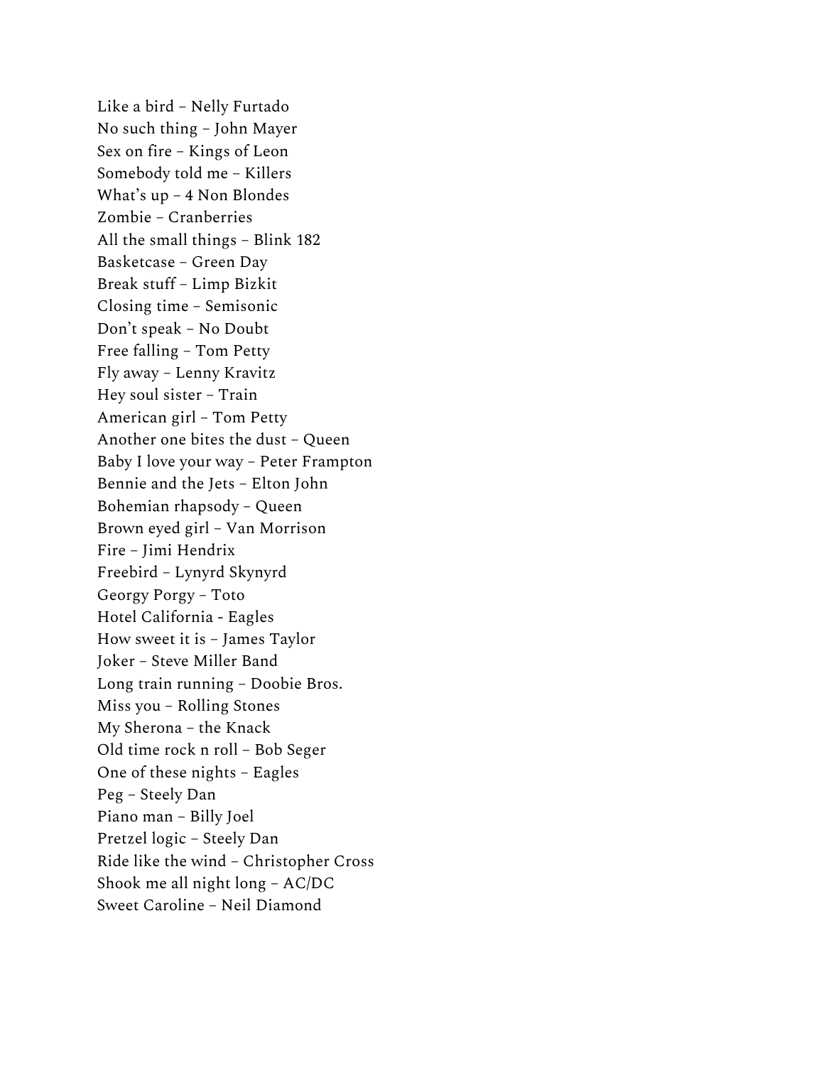Like a bird – Nelly Furtado
No such thing – John Mayer
Sex on fire – Kings of Leon
Somebody told me – Killers
What's up – 4 Non Blondes
Zombie – Cranberries
All the small things – Blink 182
Basketcase – Green Day
Break stuff – Limp Bizkit
Closing time – Semisonic
Don't speak – No Doubt
Free falling – Tom Petty
Fly away – Lenny Kravitz
Hey soul sister – Train
American girl – Tom Petty
Another one bites the dust – Queen
Baby I love your way – Peter Frampton
Bennie and the Jets – Elton John
Bohemian rhapsody – Queen
Brown eyed girl – Van Morrison
Fire – Jimi Hendrix
Freebird – Lynyrd Skynyrd
Georgy Porgy – Toto
Hotel California - Eagles
How sweet it is – James Taylor
Joker – Steve Miller Band
Long train running – Doobie Bros.
Miss you – Rolling Stones
My Sherona – the Knack
Old time rock n roll – Bob Seger
One of these nights – Eagles
Peg – Steely Dan
Piano man – Billy Joel
Pretzel logic – Steely Dan
Ride like the wind – Christopher Cross
Shook me all night long – AC/DC
Sweet Caroline – Neil Diamond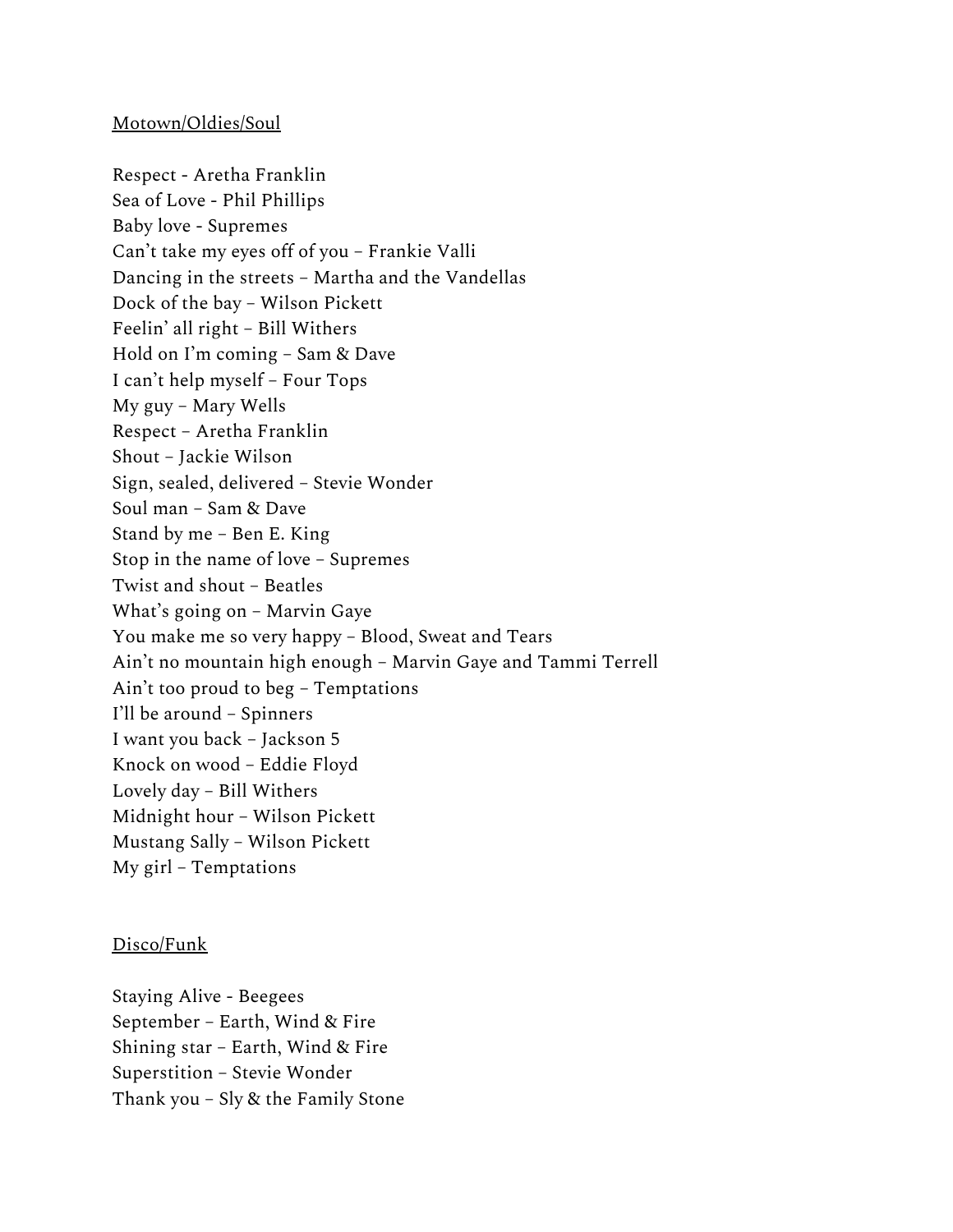Motown/Oldies/Soul

Respect - Aretha Franklin
Sea of Love - Phil Phillips
Baby love - Supremes
Can't take my eyes off of you – Frankie Valli
Dancing in the streets – Martha and the Vandellas
Dock of the bay – Wilson Pickett
Feelin' all right – Bill Withers
Hold on I'm coming – Sam & Dave
I can't help myself – Four Tops
My guy – Mary Wells
Respect – Aretha Franklin
Shout – Jackie Wilson
Sign, sealed, delivered – Stevie Wonder
Soul man – Sam & Dave
Stand by me – Ben E. King
Stop in the name of love – Supremes
Twist and shout – Beatles
What's going on – Marvin Gaye
You make me so very happy – Blood, Sweat and Tears
Ain't no mountain high enough – Marvin Gaye and Tammi Terrell
Ain't too proud to beg – Temptations
I'll be around – Spinners
I want you back – Jackson 5
Knock on wood – Eddie Floyd
Lovely day – Bill Withers
Midnight hour – Wilson Pickett
Mustang Sally – Wilson Pickett
My girl – Temptations

Disco/Funk

Staying Alive - Beegees
September – Earth, Wind & Fire
Shining star – Earth, Wind & Fire
Superstition – Stevie Wonder
Thank you – Sly & the Family Stone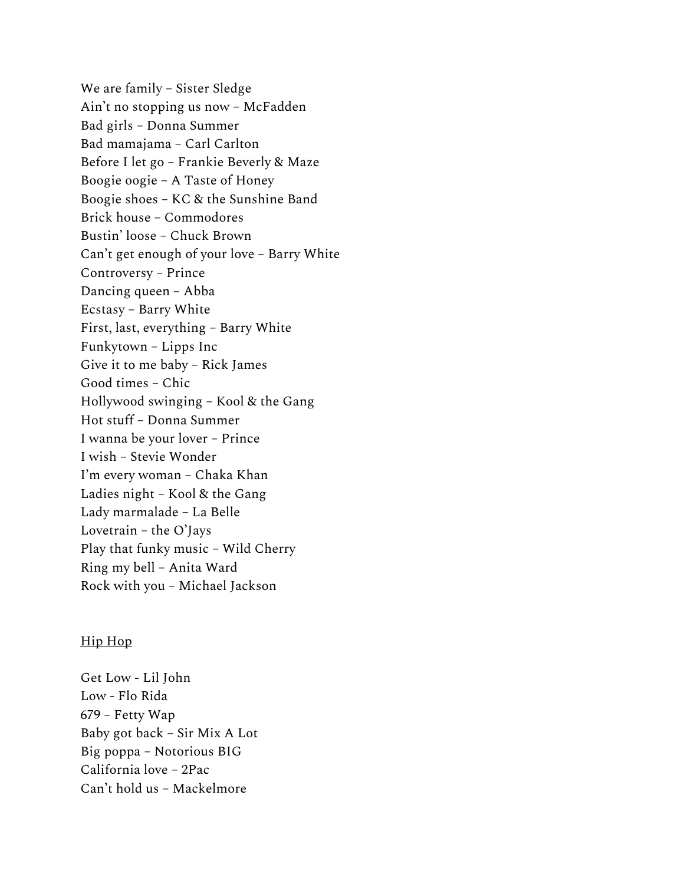We are family – Sister Sledge
Ain't no stopping us now – McFadden
Bad girls – Donna Summer
Bad mamajama – Carl Carlton
Before I let go – Frankie Beverly & Maze
Boogie oogie – A Taste of Honey
Boogie shoes – KC & the Sunshine Band
Brick house – Commodores
Bustin' loose – Chuck Brown
Can't get enough of your love – Barry White
Controversy – Prince
Dancing queen – Abba
Ecstasy – Barry White
First, last, everything – Barry White
Funkytown – Lipps Inc
Give it to me baby – Rick James
Good times – Chic
Hollywood swinging – Kool & the Gang
Hot stuff – Donna Summer
I wanna be your lover – Prince
I wish – Stevie Wonder
I'm every woman – Chaka Khan
Ladies night – Kool & the Gang
Lady marmalade – La Belle
Lovetrain – the O'Jays
Play that funky music – Wild Cherry
Ring my bell – Anita Ward
Rock with you – Michael Jackson

<u>Hip Hop</u>

Get Low - Lil John
Low - Flo Rida
679 – Fetty Wap
Baby got back – Sir Mix A Lot
Big poppa – Notorious BIG
California love – 2Pac
Can't hold us – Mackelmore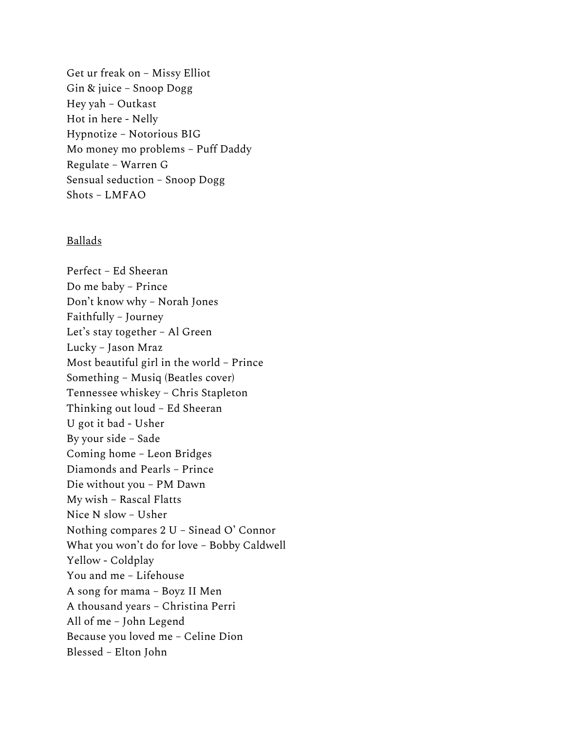Get ur freak on – Missy Elliot
Gin & juice – Snoop Dogg
Hey yah – Outkast
Hot in here - Nelly
Hypnotize – Notorious BIG
Mo money mo problems – Puff Daddy
Regulate – Warren G
Sensual seduction – Snoop Dogg
Shots – LMFAO

<u>Ballads</u>

Perfect – Ed Sheeran
Do me baby – Prince
Don't know why – Norah Jones
Faithfully – Journey
Let's stay together – Al Green
Lucky – Jason Mraz
Most beautiful girl in the world – Prince
Something – Musiq (Beatles cover)
Tennessee whiskey – Chris Stapleton
Thinking out loud – Ed Sheeran
U got it bad - Usher
By your side – Sade
Coming home – Leon Bridges
Diamonds and Pearls – Prince
Die without you – PM Dawn
My wish – Rascal Flatts
Nice N slow – Usher
Nothing compares 2 U – Sinead O' Connor
What you won't do for love – Bobby Caldwell
Yellow - Coldplay
You and me – Lifehouse
A song for mama – Boyz II Men
A thousand years – Christina Perri
All of me – John Legend
Because you loved me – Celine Dion
Blessed – Elton John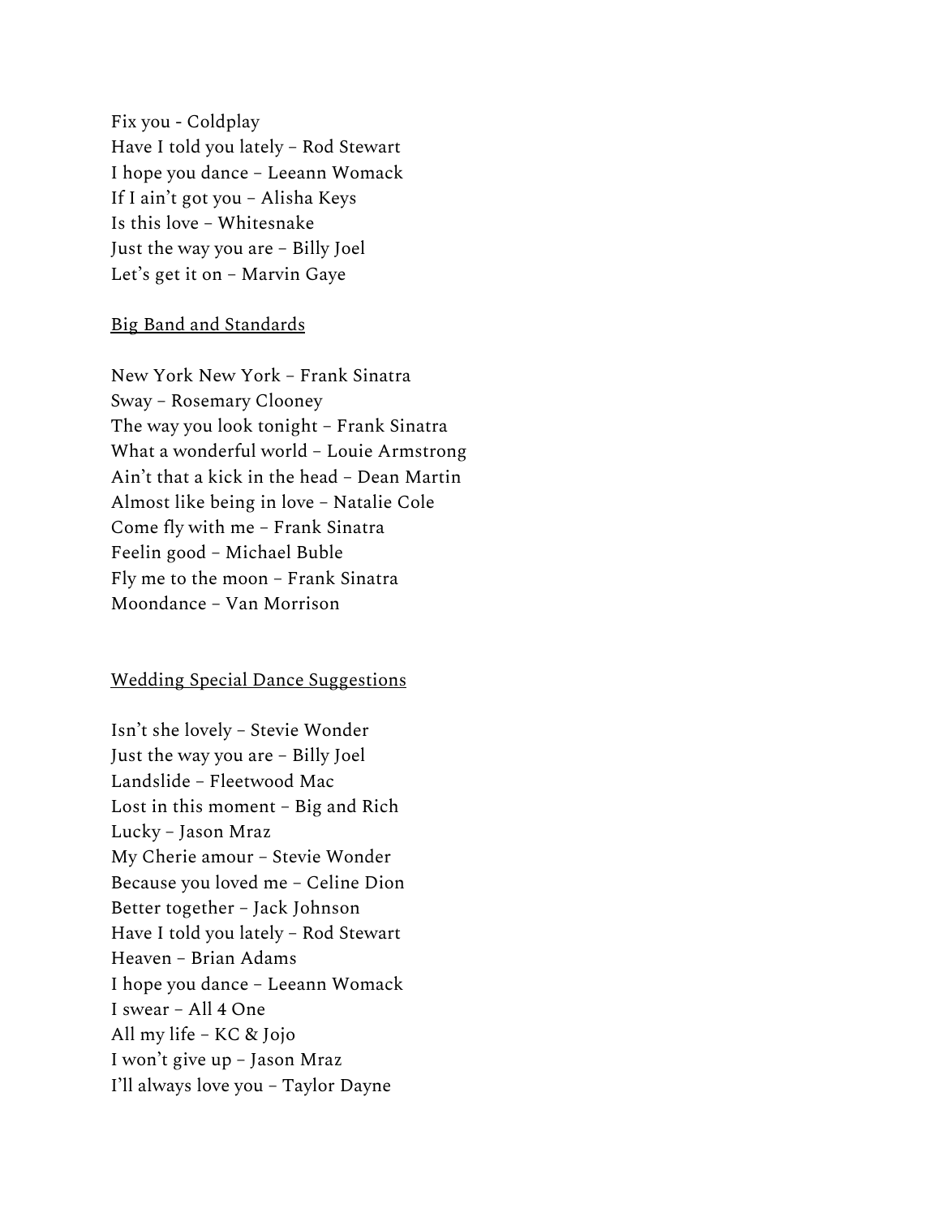Fix you - Coldplay
Have I told you lately – Rod Stewart
I hope you dance – Leeann Womack
If I ain't got you – Alisha Keys
Is this love – Whitesnake
Just the way you are – Billy Joel
Let's get it on – Marvin Gaye

<u>Big Band and Standards</u>

New York New York – Frank Sinatra
Sway – Rosemary Clooney
The way you look tonight – Frank Sinatra
What a wonderful world – Louie Armstrong
Ain't that a kick in the head – Dean Martin
Almost like being in love – Natalie Cole
Come fly with me – Frank Sinatra
Feelin good – Michael Buble
Fly me to the moon – Frank Sinatra
Moondance – Van Morrison

<u>Wedding Special Dance Suggestions</u>

Isn't she lovely – Stevie Wonder
Just the way you are – Billy Joel
Landslide – Fleetwood Mac
Lost in this moment – Big and Rich
Lucky – Jason Mraz
My Cherie amour – Stevie Wonder
Because you loved me – Celine Dion
Better together – Jack Johnson
Have I told you lately – Rod Stewart
Heaven – Brian Adams
I hope you dance – Leeann Womack
I swear – All 4 One
All my life – KC & Jojo
I won't give up – Jason Mraz
I'll always love you – Taylor Dayne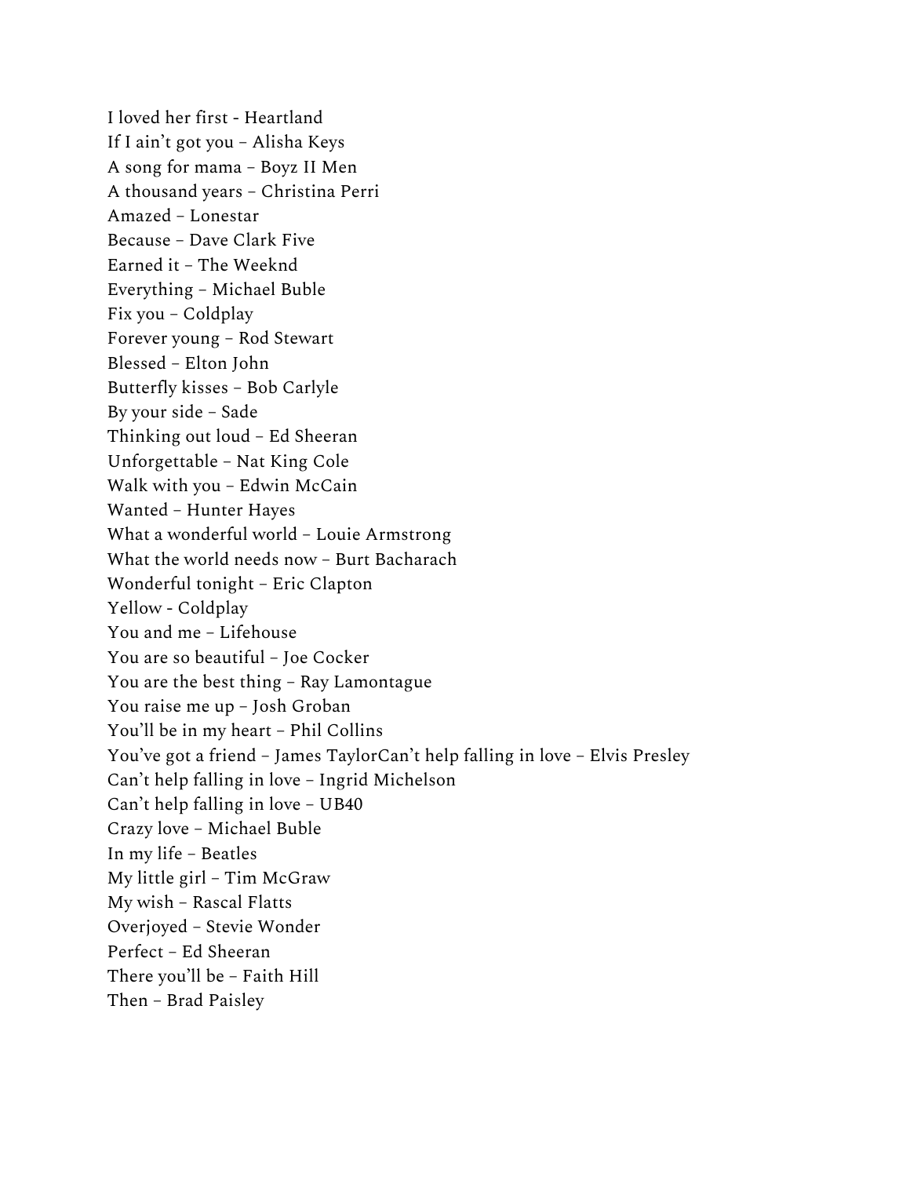I loved her first - Heartland
If I ain’t got you – Alisha Keys
A song for mama – Boyz II Men
A thousand years – Christina Perri
Amazed – Lonestar
Because – Dave Clark Five
Earned it – The Weeknd
Everything – Michael Buble
Fix you – Coldplay
Forever young – Rod Stewart
Blessed – Elton John
Butterfly kisses – Bob Carlyle
By your side – Sade
Thinking out loud – Ed Sheeran
Unforgettable – Nat King Cole
Walk with you – Edwin McCain
Wanted – Hunter Hayes
What a wonderful world – Louie Armstrong
What the world needs now – Burt Bacharach
Wonderful tonight – Eric Clapton
Yellow - Coldplay
You and me – Lifehouse
You are so beautiful – Joe Cocker
You are the best thing – Ray Lamontague
You raise me up – Josh Groban
You’ll be in my heart – Phil Collins
You’ve got a friend – James TaylorCan’t help falling in love – Elvis Presley
Can’t help falling in love – Ingrid Michelson
Can’t help falling in love – UB40
Crazy love – Michael Buble
In my life – Beatles
My little girl – Tim McGraw
My wish – Rascal Flatts
Overjoyed – Stevie Wonder
Perfect – Ed Sheeran
There you’ll be – Faith Hill
Then – Brad Paisley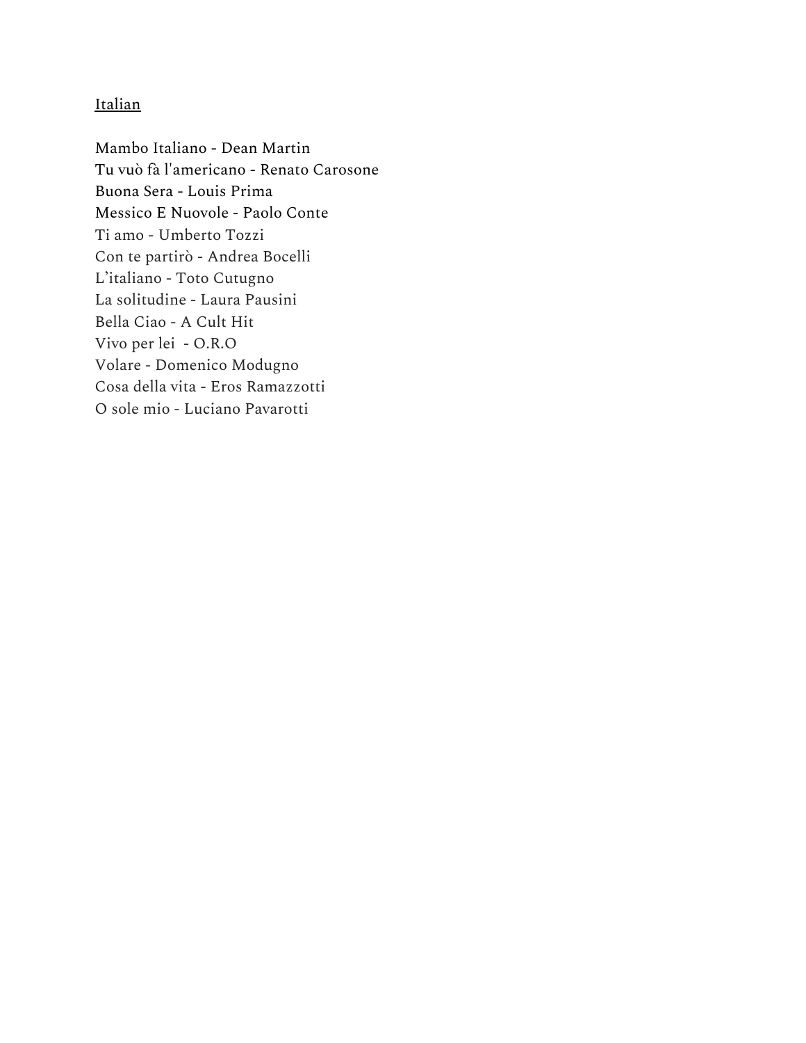Italian

Mambo Italiano - Dean Martin
Tu vuò fà l'americano - Renato Carosone
Buona Sera - Louis Prima
Messico E Nuovole - Paolo Conte
Ti amo - Umberto Tozzi
Con te partirò - Andrea Bocelli
L'italiano - Toto Cutugno
La solitudine - Laura Pausini
Bella Ciao - A Cult Hit
Vivo per lei  - O.R.O
Volare - Domenico Modugno
Cosa della vita - Eros Ramazzotti
O sole mio - Luciano Pavarotti